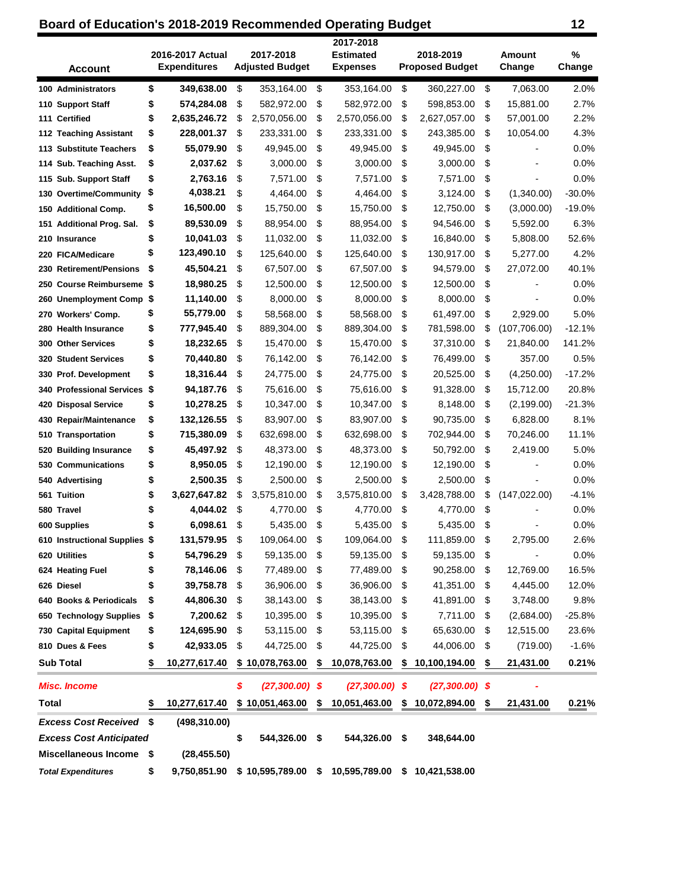# Board of Education's 2018-2019 Recommended Operating Budget

| Account | 2016-2017 Actual Expenditures | 2017-2018 Adjusted Budget | 2017-2018 Estimated Expenses | 2018-2019 Proposed Budget | Amount Change | % Change |
|---|---|---|---|---|---|---|
| **100 Administrators** | **$ 349,638.00** | $ 353,164.00 | $ 353,164.00 | $ 360,227.00 | $ 7,063.00 | 2.0% |
| **110 Support Staff** | **$ 574,284.08** | $ 582,972.00 | $ 582,972.00 | $ 598,853.00 | $ 15,881.00 | 2.7% |
| **111 Certified** | **$ 2,635,246.72** | $ 2,570,056.00 | $ 2,570,056.00 | $ 2,627,057.00 | $ 57,001.00 | 2.2% |
| **112 Teaching Assistant** | **$ 228,001.37** | $ 233,331.00 | $ 233,331.00 | $ 243,385.00 | $ 10,054.00 | 4.3% |
| **113 Substitute Teachers** | **$ 55,079.90** | $ 49,945.00 | $ 49,945.00 | $ 49,945.00 | $ - | 0.0% |
| **114 Sub. Teaching Asst.** | **$ 2,037.62** | $ 3,000.00 | $ 3,000.00 | $ 3,000.00 | $ - | 0.0% |
| **115 Sub. Support Staff** | **$ 2,763.16** | $ 7,571.00 | $ 7,571.00 | $ 7,571.00 | $ - | 0.0% |
| **130 Overtime/Community** | **$ 4,038.21** | $ 4,464.00 | $ 4,464.00 | $ 3,124.00 | $ (1,340.00) | -30.0% |
| **150 Additional Comp.** | **$ 16,500.00** | $ 15,750.00 | $ 15,750.00 | $ 12,750.00 | $ (3,000.00) | -19.0% |
| **151 Additional Prog. Sal.** | **$ 89,530.09** | $ 88,954.00 | $ 88,954.00 | $ 94,546.00 | $ 5,592.00 | 6.3% |
| **210 Insurance** | **$ 10,041.03** | $ 11,032.00 | $ 11,032.00 | $ 16,840.00 | $ 5,808.00 | 52.6% |
| **220 FICA/Medicare** | **$ 123,490.10** | $ 125,640.00 | $ 125,640.00 | $ 130,917.00 | $ 5,277.00 | 4.2% |
| **230 Retirement/Pensions** | **$ 45,504.21** | $ 67,507.00 | $ 67,507.00 | $ 94,579.00 | $ 27,072.00 | 40.1% |
| **250 Course Reimburseme** | **$ 18,980.25** | $ 12,500.00 | $ 12,500.00 | $ 12,500.00 | $ - | 0.0% |
| **260 Unemployment Comp** | **$ 11,140.00** | $ 8,000.00 | $ 8,000.00 | $ 8,000.00 | $ - | 0.0% |
| **270 Workers' Comp.** | **$ 55,779.00** | $ 58,568.00 | $ 58,568.00 | $ 61,497.00 | $ 2,929.00 | 5.0% |
| **280 Health Insurance** | **$ 777,945.40** | $ 889,304.00 | $ 889,304.00 | $ 781,598.00 | $ (107,706.00) | -12.1% |
| **300 Other Services** | **$ 18,232.65** | $ 15,470.00 | $ 15,470.00 | $ 37,310.00 | $ 21,840.00 | 141.2% |
| **320 Student Services** | **$ 70,440.80** | $ 76,142.00 | $ 76,142.00 | $ 76,499.00 | $ 357.00 | 0.5% |
| **330 Prof. Development** | **$ 18,316.44** | $ 24,775.00 | $ 24,775.00 | $ 20,525.00 | $ (4,250.00) | -17.2% |
| **340 Professional Services** | **$ 94,187.76** | $ 75,616.00 | $ 75,616.00 | $ 91,328.00 | $ 15,712.00 | 20.8% |
| **420 Disposal Service** | **$ 10,278.25** | $ 10,347.00 | $ 10,347.00 | $ 8,148.00 | $ (2,199.00) | -21.3% |
| **430 Repair/Maintenance** | **$ 132,126.55** | $ 83,907.00 | $ 83,907.00 | $ 90,735.00 | $ 6,828.00 | 8.1% |
| **510 Transportation** | **$ 715,380.09** | $ 632,698.00 | $ 632,698.00 | $ 702,944.00 | $ 70,246.00 | 11.1% |
| **520 Building Insurance** | **$ 45,497.92** | $ 48,373.00 | $ 48,373.00 | $ 50,792.00 | $ 2,419.00 | 5.0% |
| **530 Communications** | **$ 8,950.05** | $ 12,190.00 | $ 12,190.00 | $ 12,190.00 | $ - | 0.0% |
| **540 Advertising** | **$ 2,500.35** | $ 2,500.00 | $ 2,500.00 | $ 2,500.00 | $ - | 0.0% |
| **561 Tuition** | **$ 3,627,647.82** | $ 3,575,810.00 | $ 3,575,810.00 | $ 3,428,788.00 | $ (147,022.00) | -4.1% |
| **580 Travel** | **$ 4,044.02** | $ 4,770.00 | $ 4,770.00 | $ 4,770.00 | $ - | 0.0% |
| **600 Supplies** | **$ 6,098.61** | $ 5,435.00 | $ 5,435.00 | $ 5,435.00 | $ - | 0.0% |
| **610 Instructional Supplies** | **$ 131,579.95** | $ 109,064.00 | $ 109,064.00 | $ 111,859.00 | $ 2,795.00 | 2.6% |
| **620 Utilities** | **$ 54,796.29** | $ 59,135.00 | $ 59,135.00 | $ 59,135.00 | $ - | 0.0% |
| **624 Heating Fuel** | **$ 78,146.06** | $ 77,489.00 | $ 77,489.00 | $ 90,258.00 | $ 12,769.00 | 16.5% |
| **626 Diesel** | **$ 39,758.78** | $ 36,906.00 | $ 36,906.00 | $ 41,351.00 | $ 4,445.00 | 12.0% |
| **640 Books & Periodicals** | **$ 44,806.30** | $ 38,143.00 | $ 38,143.00 | $ 41,891.00 | $ 3,748.00 | 9.8% |
| **650 Technology Supplies** | **$ 7,200.62** | $ 10,395.00 | $ 10,395.00 | $ 7,711.00 | $ (2,684.00) | -25.8% |
| **730 Capital Equipment** | **$ 124,695.90** | $ 53,115.00 | $ 53,115.00 | $ 65,630.00 | $ 12,515.00 | 23.6% |
| **810 Dues & Fees** | **$ 42,933.05** | $ 44,725.00 | $ 44,725.00 | $ 44,006.00 | $ (719.00) | -1.6% |
| **Sub Total** | **$ 10,277,617.40** | **$ 10,078,763.00** | **$ 10,078,763.00** | **$ 10,100,194.00** | **$ 21,431.00** | **0.21%** |
| ***Misc. Income*** | | ***$ (27,300.00)*** | ***$ (27,300.00)*** | ***$ (27,300.00)*** | ***$ -*** | |
| **Total** | **$ 10,277,617.40** | **$ 10,051,463.00** | **$ 10,051,463.00** | **$ 10,072,894.00** | **$ 21,431.00** | **0.21%** |
| ***Excess Cost Received*** | **$ (498,310.00)** | | | | | |
| ***Excess Cost Anticipated*** | | **$ 544,326.00** | **$ 544,326.00** | **$ 348,644.00** | | |
| **Miscellaneous Income** | **$ (28,455.50)** | | | | | |
| ***Total Expenditures*** | **$ 9,750,851.90** | **$ 10,595,789.00** | **$ 10,595,789.00** | **$ 10,421,538.00** | | |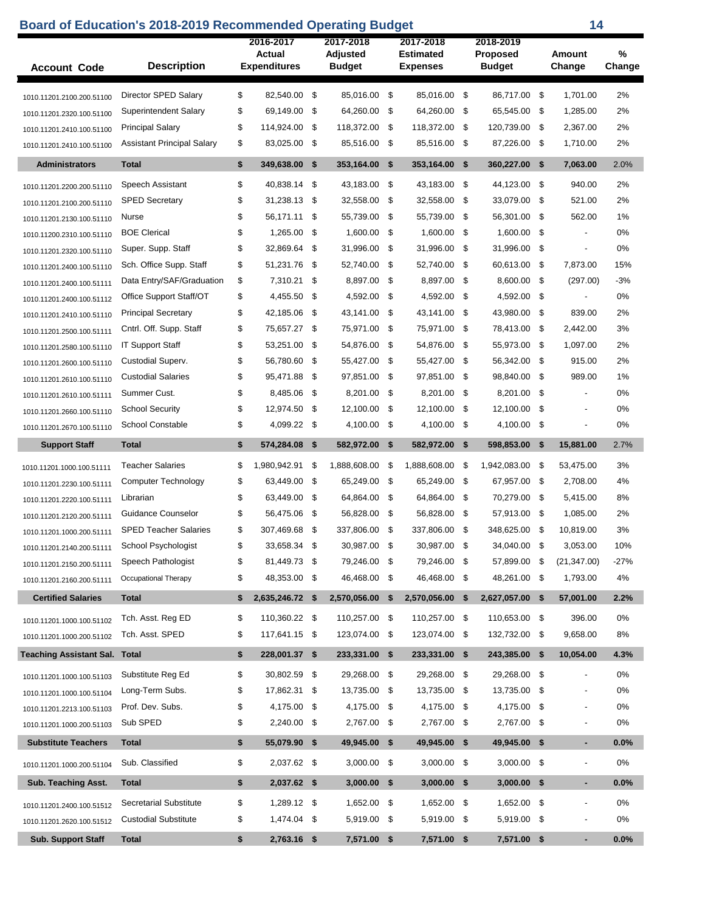# Board of Education's 2018-2019 Recommended Operating Budget

| Account Code | Description | 2016-2017 Actual Expenditures | 2017-2018 Adjusted Budget | 2017-2018 Estimated Expenses | 2018-2019 Proposed Budget | Amount Change | % Change |
|---|---|---|---|---|---|---|---|
| 1010.11201.2100.200.51100 | Director SPED Salary | $ 82,540.00 | $ 85,016.00 | $ 85,016.00 | $ 86,717.00 | $ 1,701.00 | 2% |
| 1010.11201.2320.100.51100 | Superintendent Salary | $ 69,149.00 | $ 64,260.00 | $ 64,260.00 | $ 65,545.00 | $ 1,285.00 | 2% |
| 1010.11201.2410.100.51100 | Principal Salary | $ 114,924.00 | $ 118,372.00 | $ 118,372.00 | $ 120,739.00 | $ 2,367.00 | 2% |
| 1010.11201.2410.100.51100 | Assistant Principal Salary | $ 83,025.00 | $ 85,516.00 | $ 85,516.00 | $ 87,226.00 | $ 1,710.00 | 2% |
| **Administrators** | **Total** | **$ 349,638.00** | **$ 353,164.00** | **$ 353,164.00** | **$ 360,227.00** | **$ 7,063.00** | 2.0% |
| 1010.11201.2200.200.51110 | Speech Assistant | $ 40,838.14 | $ 43,183.00 | $ 43,183.00 | $ 44,123.00 | $ 940.00 | 2% |
| 1010.11201.2100.200.51110 | SPED Secretary | $ 31,238.13 | $ 32,558.00 | $ 32,558.00 | $ 33,079.00 | $ 521.00 | 2% |
| 1010.11201.2130.100.51110 | Nurse | $ 56,171.11 | $ 55,739.00 | $ 55,739.00 | $ 56,301.00 | $ 562.00 | 1% |
| 1010.11200.2310.100.51110 | BOE Clerical | $ 1,265.00 | $ 1,600.00 | $ 1,600.00 | $ 1,600.00 | $ - | 0% |
| 1010.11201.2320.100.51110 | Super. Supp. Staff | $ 32,869.64 | $ 31,996.00 | $ 31,996.00 | $ 31,996.00 | $ - | 0% |
| 1010.11201.2400.100.51110 | Sch. Office Supp. Staff | $ 51,231.76 | $ 52,740.00 | $ 52,740.00 | $ 60,613.00 | $ 7,873.00 | 15% |
| 1010.11201.2400.100.51111 | Data Entry/SAF/Graduation | $ 7,310.21 | $ 8,897.00 | $ 8,897.00 | $ 8,600.00 | $ (297.00) | -3% |
| 1010.11201.2400.100.51112 | Office Support Staff/OT | $ 4,455.50 | $ 4,592.00 | $ 4,592.00 | $ 4,592.00 | $ - | 0% |
| 1010.11201.2410.100.51110 | Principal Secretary | $ 42,185.06 | $ 43,141.00 | $ 43,141.00 | $ 43,980.00 | $ 839.00 | 2% |
| 1010.11201.2500.100.51111 | Cntrl. Off. Supp. Staff | $ 75,657.27 | $ 75,971.00 | $ 75,971.00 | $ 78,413.00 | $ 2,442.00 | 3% |
| 1010.11201.2580.100.51110 | IT Support Staff | $ 53,251.00 | $ 54,876.00 | $ 54,876.00 | $ 55,973.00 | $ 1,097.00 | 2% |
| 1010.11201.2600.100.51110 | Custodial Superv. | $ 56,780.60 | $ 55,427.00 | $ 55,427.00 | $ 56,342.00 | $ 915.00 | 2% |
| 1010.11201.2610.100.51110 | Custodial Salaries | $ 95,471.88 | $ 97,851.00 | $ 97,851.00 | $ 98,840.00 | $ 989.00 | 1% |
| 1010.11201.2610.100.51111 | Summer Cust. | $ 8,485.06 | $ 8,201.00 | $ 8,201.00 | $ 8,201.00 | $ - | 0% |
| 1010.11201.2660.100.51110 | School Security | $ 12,974.50 | $ 12,100.00 | $ 12,100.00 | $ 12,100.00 | $ - | 0% |
| 1010.11201.2670.100.51110 | School Constable | $ 4,099.22 | $ 4,100.00 | $ 4,100.00 | $ 4,100.00 | $ - | 0% |
| **Support Staff** | **Total** | **$ 574,284.08** | **$ 582,972.00** | **$ 582,972.00** | **$ 598,853.00** | **$ 15,881.00** | 2.7% |
| 1010.11201.1000.100.51111 | Teacher Salaries | $ 1,980,942.91 | $ 1,888,608.00 | $ 1,888,608.00 | $ 1,942,083.00 | $ 53,475.00 | 3% |
| 1010.11201.2230.100.51111 | Computer Technology | $ 63,449.00 | $ 65,249.00 | $ 65,249.00 | $ 67,957.00 | $ 2,708.00 | 4% |
| 1010.11201.2220.100.51111 | Librarian | $ 63,449.00 | $ 64,864.00 | $ 64,864.00 | $ 70,279.00 | $ 5,415.00 | 8% |
| 1010.11201.2120.200.51111 | Guidance Counselor | $ 56,475.06 | $ 56,828.00 | $ 56,828.00 | $ 57,913.00 | $ 1,085.00 | 2% |
| 1010.11201.1000.200.51111 | SPED Teacher Salaries | $ 307,469.68 | $ 337,806.00 | $ 337,806.00 | $ 348,625.00 | $ 10,819.00 | 3% |
| 1010.11201.2140.200.51111 | School Psychologist | $ 33,658.34 | $ 30,987.00 | $ 30,987.00 | $ 34,040.00 | $ 3,053.00 | 10% |
| 1010.11201.2150.200.51111 | Speech Pathologist | $ 81,449.73 | $ 79,246.00 | $ 79,246.00 | $ 57,899.00 | $ (21,347.00) | -27% |
| 1010.11201.2160.200.51111 | Occupational Therapy | $ 48,353.00 | $ 46,468.00 | $ 46,468.00 | $ 48,261.00 | $ 1,793.00 | 4% |
| **Certified Salaries** | **Total** | **$ 2,635,246.72** | **$ 2,570,056.00** | **$ 2,570,056.00** | **$ 2,627,057.00** | **$ 57,001.00** | **2.2%** |
| 1010.11201.1000.100.51102 | Tch. Asst. Reg ED | $ 110,360.22 | $ 110,257.00 | $ 110,257.00 | $ 110,653.00 | $ 396.00 | 0% |
| 1010.11201.1000.200.51102 | Tch. Asst. SPED | $ 117,641.15 | $ 123,074.00 | $ 123,074.00 | $ 132,732.00 | $ 9,658.00 | 8% |
| **Teaching Assistant Sal.** | **Total** | **$ 228,001.37** | **$ 233,331.00** | **$ 233,331.00** | **$ 243,385.00** | **$ 10,054.00** | **4.3%** |
| 1010.11201.1000.100.51103 | Substitute Reg Ed | $ 30,802.59 | $ 29,268.00 | $ 29,268.00 | $ 29,268.00 | $ - | 0% |
| 1010.11201.1000.100.51104 | Long-Term Subs. | $ 17,862.31 | $ 13,735.00 | $ 13,735.00 | $ 13,735.00 | $ - | 0% |
| 1010.11201.2213.100.51103 | Prof. Dev. Subs. | $ 4,175.00 | $ 4,175.00 | $ 4,175.00 | $ 4,175.00 | $ - | 0% |
| 1010.11201.1000.200.51103 | Sub SPED | $ 2,240.00 | $ 2,767.00 | $ 2,767.00 | $ 2,767.00 | $ - | 0% |
| **Substitute Teachers** | **Total** | **$ 55,079.90** | **$ 49,945.00** | **$ 49,945.00** | **$ 49,945.00** | **$ -** | **0.0%** |
| 1010.11201.1000.200.51104 | Sub. Classified | $ 2,037.62 | $ 3,000.00 | $ 3,000.00 | $ 3,000.00 | $ - | 0% |
| **Sub. Teaching Asst.** | **Total** | **$ 2,037.62** | **$ 3,000.00** | **$ 3,000.00** | **$ 3,000.00** | **$ -** | **0.0%** |
| 1010.11201.2400.100.51512 | Secretarial Substitute | $ 1,289.12 | $ 1,652.00 | $ 1,652.00 | $ 1,652.00 | $ - | 0% |
| 1010.11201.2620.100.51512 | Custodial Substitute | $ 1,474.04 | $ 5,919.00 | $ 5,919.00 | $ 5,919.00 | $ - | 0% |
| **Sub. Support Staff** | **Total** | **$ 2,763.16** | **$ 7,571.00** | **$ 7,571.00** | **$ 7,571.00** | **$ -** | **0.0%** |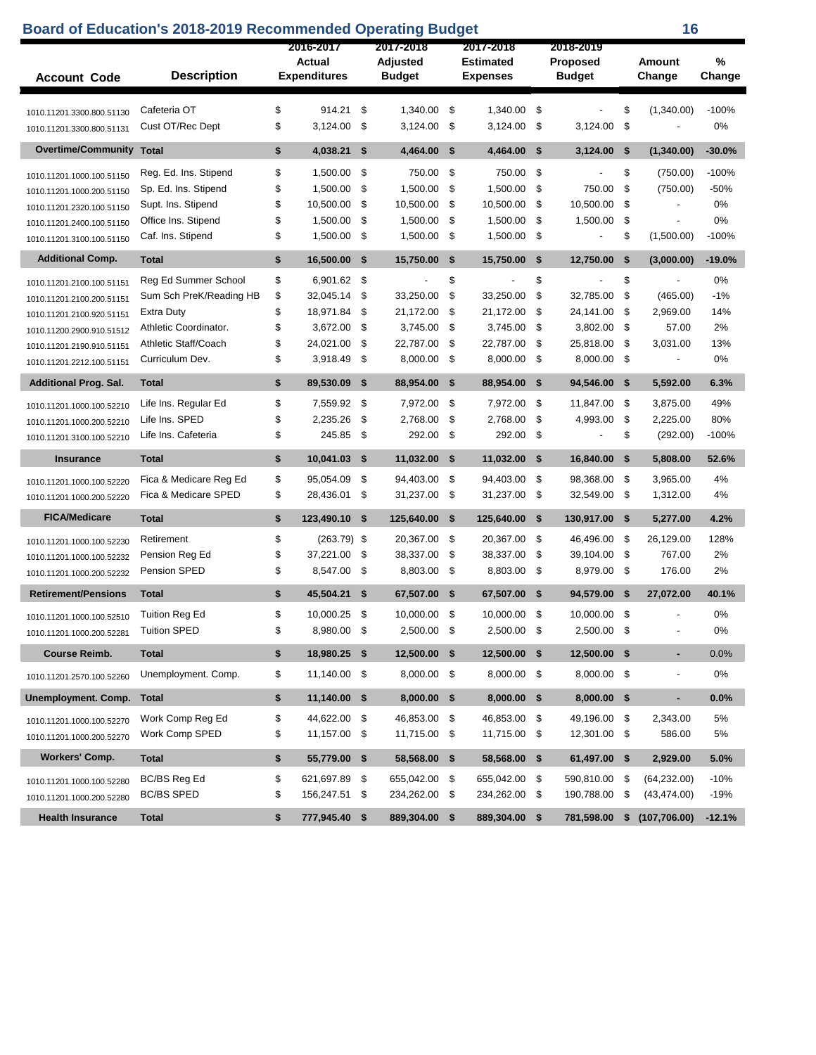# Board of Education's 2018-2019 Recommended Operating Budget

| Account Code | Description | 2016-2017 Actual Expenditures | 2017-2018 Adjusted Budget | 2017-2018 Estimated Expenses | 2018-2019 Proposed Budget | Amount Change | % Change |
|---|---|---|---|---|---|---|---|
| 1010.11201.3300.800.51130 | Cafeteria OT | $ 914.21 | $ 1,340.00 | $ 1,340.00 | $ - | $ (1,340.00) | -100% |
| 1010.11201.3300.800.51131 | Cust OT/Rec Dept | $ 3,124.00 | $ 3,124.00 | $ 3,124.00 | $ 3,124.00 | $ - | 0% |
| **Overtime/Community** | **Total** | **$ 4,038.21** | **$ 4,464.00** | **$ 4,464.00** | **$ 3,124.00** | **$ (1,340.00)** | **-30.0%** |
| 1010.11201.1000.100.51150 | Reg. Ed. Ins. Stipend | $ 1,500.00 | $ 750.00 | $ 750.00 | $ - | $ (750.00) | -100% |
| 1010.11201.1000.200.51150 | Sp. Ed. Ins. Stipend | $ 1,500.00 | $ 1,500.00 | $ 1,500.00 | $ 750.00 | $ (750.00) | -50% |
| 1010.11201.2320.100.51150 | Supt. Ins. Stipend | $ 10,500.00 | $ 10,500.00 | $ 10,500.00 | $ 10,500.00 | $ - | 0% |
| 1010.11201.2400.100.51150 | Office Ins. Stipend | $ 1,500.00 | $ 1,500.00 | $ 1,500.00 | $ 1,500.00 | $ - | 0% |
| 1010.11201.3100.100.51150 | Caf. Ins. Stipend | $ 1,500.00 | $ 1,500.00 | $ 1,500.00 | $ - | $ (1,500.00) | -100% |
| **Additional Comp.** | **Total** | **$ 16,500.00** | **$ 15,750.00** | **$ 15,750.00** | **$ 12,750.00** | **$ (3,000.00)** | **-19.0%** |
| 1010.11201.2100.100.51151 | Reg Ed Summer School | $ 6,901.62 | $ - | $ - | $ - | $ - | 0% |
| 1010.11201.2100.100.51151 | Sum Sch PreK/Reading HB | $ 32,045.14 | $ 33,250.00 | $ 33,250.00 | $ 32,785.00 | $ (465.00) | -1% |
| 1010.11201.2100.920.51151 | Extra Duty | $ 18,971.84 | $ 21,172.00 | $ 21,172.00 | $ 24,141.00 | $ 2,969.00 | 14% |
| 1010.11200.2900.910.51512 | Athletic Coordinator. | $ 3,672.00 | $ 3,745.00 | $ 3,745.00 | $ 3,802.00 | $ 57.00 | 2% |
| 1010.11201.2190.910.51151 | Athletic Staff/Coach | $ 24,021.00 | $ 22,787.00 | $ 22,787.00 | $ 25,818.00 | $ 3,031.00 | 13% |
| 1010.11201.2212.100.51151 | Curriculum Dev. | $ 3,918.49 | $ 8,000.00 | $ 8,000.00 | $ 8,000.00 | $ - | 0% |
| **Additional Prog. Sal.** | **Total** | **$ 89,530.09** | **$ 88,954.00** | **$ 88,954.00** | **$ 94,546.00** | **$ 5,592.00** | **6.3%** |
| 1010.11201.1000.100.52210 | Life Ins. Regular Ed | $ 7,559.92 | $ 7,972.00 | $ 7,972.00 | $ 11,847.00 | $ 3,875.00 | 49% |
| 1010.11201.1000.200.52210 | Life Ins. SPED | $ 2,235.26 | $ 2,768.00 | $ 2,768.00 | $ 4,993.00 | $ 2,225.00 | 80% |
| 1010.11201.3100.100.52210 | Life Ins. Cafeteria | $ 245.85 | $ 292.00 | $ 292.00 | $ - | $ (292.00) | -100% |
| **Insurance** | **Total** | **$ 10,041.03** | **$ 11,032.00** | **$ 11,032.00** | **$ 16,840.00** | **$ 5,808.00** | **52.6%** |
| 1010.11201.1000.100.52220 | Fica & Medicare Reg Ed | $ 95,054.09 | $ 94,403.00 | $ 94,403.00 | $ 98,368.00 | $ 3,965.00 | 4% |
| 1010.11201.1000.200.52220 | Fica & Medicare SPED | $ 28,436.01 | $ 31,237.00 | $ 31,237.00 | $ 32,549.00 | $ 1,312.00 | 4% |
| **FICA/Medicare** | **Total** | **$ 123,490.10** | **$ 125,640.00** | **$ 125,640.00** | **$ 130,917.00** | **$ 5,277.00** | **4.2%** |
| 1010.11201.1000.100.52230 | Retirement | $ (263.79) | $ 20,367.00 | $ 20,367.00 | $ 46,496.00 | $ 26,129.00 | 128% |
| 1010.11201.1000.100.52232 | Pension Reg Ed | $ 37,221.00 | $ 38,337.00 | $ 38,337.00 | $ 39,104.00 | $ 767.00 | 2% |
| 1010.11201.1000.200.52232 | Pension SPED | $ 8,547.00 | $ 8,803.00 | $ 8,803.00 | $ 8,979.00 | $ 176.00 | 2% |
| **Retirement/Pensions** | **Total** | **$ 45,504.21** | **$ 67,507.00** | **$ 67,507.00** | **$ 94,579.00** | **$ 27,072.00** | **40.1%** |
| 1010.11201.1000.100.52510 | Tuition Reg Ed | $ 10,000.25 | $ 10,000.00 | $ 10,000.00 | $ 10,000.00 | $ - | 0% |
| 1010.11201.1000.200.52281 | Tuition SPED | $ 8,980.00 | $ 2,500.00 | $ 2,500.00 | $ 2,500.00 | $ - | 0% |
| **Course Reimb.** | **Total** | **$ 18,980.25** | **$ 12,500.00** | **$ 12,500.00** | **$ 12,500.00** | **$ -** | **0.0%** |
| 1010.11201.2570.100.52260 | Unemployment. Comp. | $ 11,140.00 | $ 8,000.00 | $ 8,000.00 | $ 8,000.00 | $ - | 0% |
| **Unemployment. Comp.** | **Total** | **$ 11,140.00** | **$ 8,000.00** | **$ 8,000.00** | **$ 8,000.00** | **$ -** | **0.0%** |
| 1010.11201.1000.100.52270 | Work Comp Reg Ed | $ 44,622.00 | $ 46,853.00 | $ 46,853.00 | $ 49,196.00 | $ 2,343.00 | 5% |
| 1010.11201.1000.200.52270 | Work Comp SPED | $ 11,157.00 | $ 11,715.00 | $ 11,715.00 | $ 12,301.00 | $ 586.00 | 5% |
| **Workers' Comp.** | **Total** | **$ 55,779.00** | **$ 58,568.00** | **$ 58,568.00** | **$ 61,497.00** | **$ 2,929.00** | **5.0%** |
| 1010.11201.1000.100.52280 | BC/BS Reg Ed | $ 621,697.89 | $ 655,042.00 | $ 655,042.00 | $ 590,810.00 | $ (64,232.00) | -10% |
| 1010.11201.1000.200.52280 | BC/BS SPED | $ 156,247.51 | $ 234,262.00 | $ 234,262.00 | $ 190,788.00 | $ (43,474.00) | -19% |
| **Health Insurance** | **Total** | **$ 777,945.40** | **$ 889,304.00** | **$ 889,304.00** | **$ 781,598.00** | **$ (107,706.00)** | **-12.1%** |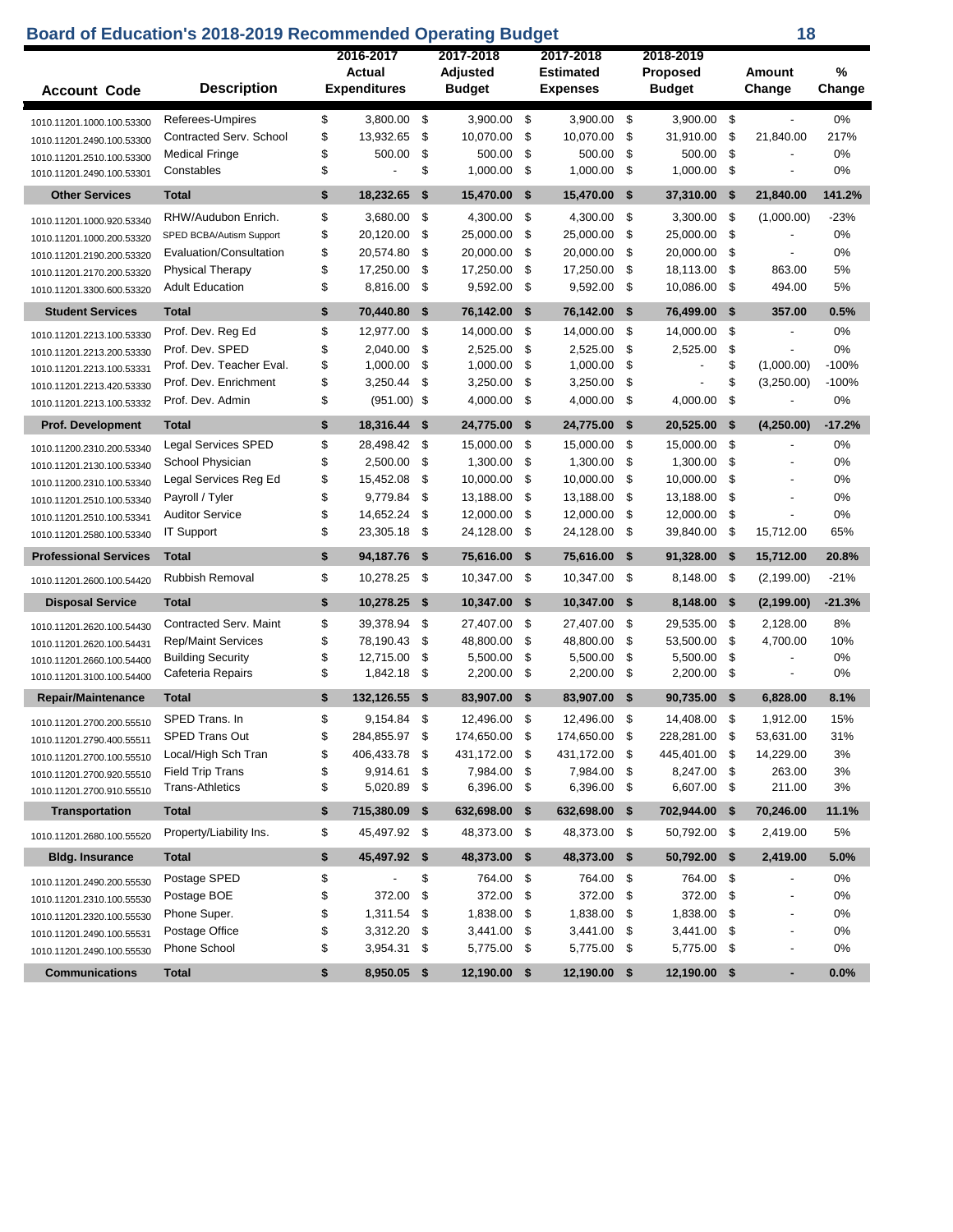# Board of Education's 2018-2019 Recommended Operating Budget

| Account Code | Description | 2016-2017 Actual Expenditures | 2017-2018 Adjusted Budget | 2017-2018 Estimated Expenses | 2018-2019 Proposed Budget | Amount Change | % Change |
|---|---|---|---|---|---|---|---|
| 1010.11201.1000.100.53300 | Referees-Umpires | $ 3,800.00 | $ 3,900.00 | $ 3,900.00 | $ 3,900.00 | $ - | 0% |
| 1010.11201.2490.100.53300 | Contracted Serv. School | $ 13,932.65 | $ 10,070.00 | $ 10,070.00 | $ 31,910.00 | $ 21,840.00 | 217% |
| 1010.11201.2510.100.53300 | Medical Fringe | $ 500.00 | $ 500.00 | $ 500.00 | $ 500.00 | $ - | 0% |
| 1010.11201.2490.100.53301 | Constables | $ - | $ 1,000.00 | $ 1,000.00 | $ 1,000.00 | $ - | 0% |
| **Other Services** | **Total** | **$ 18,232.65** | **$ 15,470.00** | **$ 15,470.00** | **$ 37,310.00** | **$ 21,840.00** | **141.2%** |
| 1010.11201.1000.920.53340 | RHW/Audubon Enrich. | $ 3,680.00 | $ 4,300.00 | $ 4,300.00 | $ 3,300.00 | $ (1,000.00) | -23% |
| 1010.11201.1000.200.53320 | SPED BCBA/Autism Support | $ 20,120.00 | $ 25,000.00 | $ 25,000.00 | $ 25,000.00 | $ - | 0% |
| 1010.11201.2190.200.53320 | Evaluation/Consultation | $ 20,574.80 | $ 20,000.00 | $ 20,000.00 | $ 20,000.00 | $ - | 0% |
| 1010.11201.2170.200.53320 | Physical Therapy | $ 17,250.00 | $ 17,250.00 | $ 17,250.00 | $ 18,113.00 | $ 863.00 | 5% |
| 1010.11201.3300.600.53320 | Adult Education | $ 8,816.00 | $ 9,592.00 | $ 9,592.00 | $ 10,086.00 | $ 494.00 | 5% |
| **Student Services** | **Total** | **$ 70,440.80** | **$ 76,142.00** | **$ 76,142.00** | **$ 76,499.00** | **$ 357.00** | **0.5%** |
| 1010.11201.2213.100.53330 | Prof. Dev. Reg Ed | $ 12,977.00 | $ 14,000.00 | $ 14,000.00 | $ 14,000.00 | $ - | 0% |
| 1010.11201.2213.200.53330 | Prof. Dev. SPED | $ 2,040.00 | $ 2,525.00 | $ 2,525.00 | $ 2,525.00 | $ - | 0% |
| 1010.11201.2213.100.53331 | Prof. Dev. Teacher Eval. | $ 1,000.00 | $ 1,000.00 | $ 1,000.00 | $ - | $ (1,000.00) | -100% |
| 1010.11201.2213.420.53330 | Prof. Dev. Enrichment | $ 3,250.44 | $ 3,250.00 | $ 3,250.00 | $ - | $ (3,250.00) | -100% |
| 1010.11201.2213.100.53332 | Prof. Dev. Admin | $ (951.00) | $ 4,000.00 | $ 4,000.00 | $ 4,000.00 | $ - | 0% |
| **Prof. Development** | **Total** | **$ 18,316.44** | **$ 24,775.00** | **$ 24,775.00** | **$ 20,525.00** | **$ (4,250.00)** | **-17.2%** |
| 1010.11200.2310.200.53340 | Legal Services SPED | $ 28,498.42 | $ 15,000.00 | $ 15,000.00 | $ 15,000.00 | $ - | 0% |
| 1010.11201.2130.100.53340 | School Physician | $ 2,500.00 | $ 1,300.00 | $ 1,300.00 | $ 1,300.00 | $ - | 0% |
| 1010.11200.2310.100.53340 | Legal Services Reg Ed | $ 15,452.08 | $ 10,000.00 | $ 10,000.00 | $ 10,000.00 | $ - | 0% |
| 1010.11201.2510.100.53340 | Payroll / Tyler | $ 9,779.84 | $ 13,188.00 | $ 13,188.00 | $ 13,188.00 | $ - | 0% |
| 1010.11201.2510.100.53341 | Auditor Service | $ 14,652.24 | $ 12,000.00 | $ 12,000.00 | $ 12,000.00 | $ - | 0% |
| 1010.11201.2580.100.53340 | IT Support | $ 23,305.18 | $ 24,128.00 | $ 24,128.00 | $ 39,840.00 | $ 15,712.00 | 65% |
| **Professional Services** | **Total** | **$ 94,187.76** | **$ 75,616.00** | **$ 75,616.00** | **$ 91,328.00** | **$ 15,712.00** | **20.8%** |
| 1010.11201.2600.100.54420 | Rubbish Removal | $ 10,278.25 | $ 10,347.00 | $ 10,347.00 | $ 8,148.00 | $ (2,199.00) | -21% |
| **Disposal Service** | **Total** | **$ 10,278.25** | **$ 10,347.00** | **$ 10,347.00** | **$ 8,148.00** | **$ (2,199.00)** | **-21.3%** |
| 1010.11201.2620.100.54430 | Contracted Serv. Maint | $ 39,378.94 | $ 27,407.00 | $ 27,407.00 | $ 29,535.00 | $ 2,128.00 | 8% |
| 1010.11201.2620.100.54431 | Rep/Maint Services | $ 78,190.43 | $ 48,800.00 | $ 48,800.00 | $ 53,500.00 | $ 4,700.00 | 10% |
| 1010.11201.2660.100.54400 | Building Security | $ 12,715.00 | $ 5,500.00 | $ 5,500.00 | $ 5,500.00 | $ - | 0% |
| 1010.11201.3100.100.54400 | Cafeteria Repairs | $ 1,842.18 | $ 2,200.00 | $ 2,200.00 | $ 2,200.00 | $ - | 0% |
| **Repair/Maintenance** | **Total** | **$ 132,126.55** | **$ 83,907.00** | **$ 83,907.00** | **$ 90,735.00** | **$ 6,828.00** | **8.1%** |
| 1010.11201.2700.200.55510 | SPED Trans. In | $ 9,154.84 | $ 12,496.00 | $ 12,496.00 | $ 14,408.00 | $ 1,912.00 | 15% |
| 1010.11201.2790.400.55511 | SPED Trans Out | $ 284,855.97 | $ 174,650.00 | $ 174,650.00 | $ 228,281.00 | $ 53,631.00 | 31% |
| 1010.11201.2700.100.55510 | Local/High Sch Tran | $ 406,433.78 | $ 431,172.00 | $ 431,172.00 | $ 445,401.00 | $ 14,229.00 | 3% |
| 1010.11201.2700.920.55510 | Field Trip Trans | $ 9,914.61 | $ 7,984.00 | $ 7,984.00 | $ 8,247.00 | $ 263.00 | 3% |
| 1010.11201.2700.910.55510 | Trans-Athletics | $ 5,020.89 | $ 6,396.00 | $ 6,396.00 | $ 6,607.00 | $ 211.00 | 3% |
| **Transportation** | **Total** | **$ 715,380.09** | **$ 632,698.00** | **$ 632,698.00** | **$ 702,944.00** | **$ 70,246.00** | **11.1%** |
| 1010.11201.2680.100.55520 | Property/Liability Ins. | $ 45,497.92 | $ 48,373.00 | $ 48,373.00 | $ 50,792.00 | $ 2,419.00 | 5% |
| **Bldg. Insurance** | **Total** | **$ 45,497.92** | **$ 48,373.00** | **$ 48,373.00** | **$ 50,792.00** | **$ 2,419.00** | **5.0%** |
| 1010.11201.2490.200.55530 | Postage SPED | $ - | $ 764.00 | $ 764.00 | $ 764.00 | $ - | 0% |
| 1010.11201.2310.100.55530 | Postage BOE | $ 372.00 | $ 372.00 | $ 372.00 | $ 372.00 | $ - | 0% |
| 1010.11201.2320.100.55530 | Phone Super. | $ 1,311.54 | $ 1,838.00 | $ 1,838.00 | $ 1,838.00 | $ - | 0% |
| 1010.11201.2490.100.55531 | Postage Office | $ 3,312.20 | $ 3,441.00 | $ 3,441.00 | $ 3,441.00 | $ - | 0% |
| 1010.11201.2490.100.55530 | Phone School | $ 3,954.31 | $ 5,775.00 | $ 5,775.00 | $ 5,775.00 | $ - | 0% |
| **Communications** | **Total** | **$ 8,950.05** | **$ 12,190.00** | **$ 12,190.00** | **$ 12,190.00** | **$ -** | **0.0%** |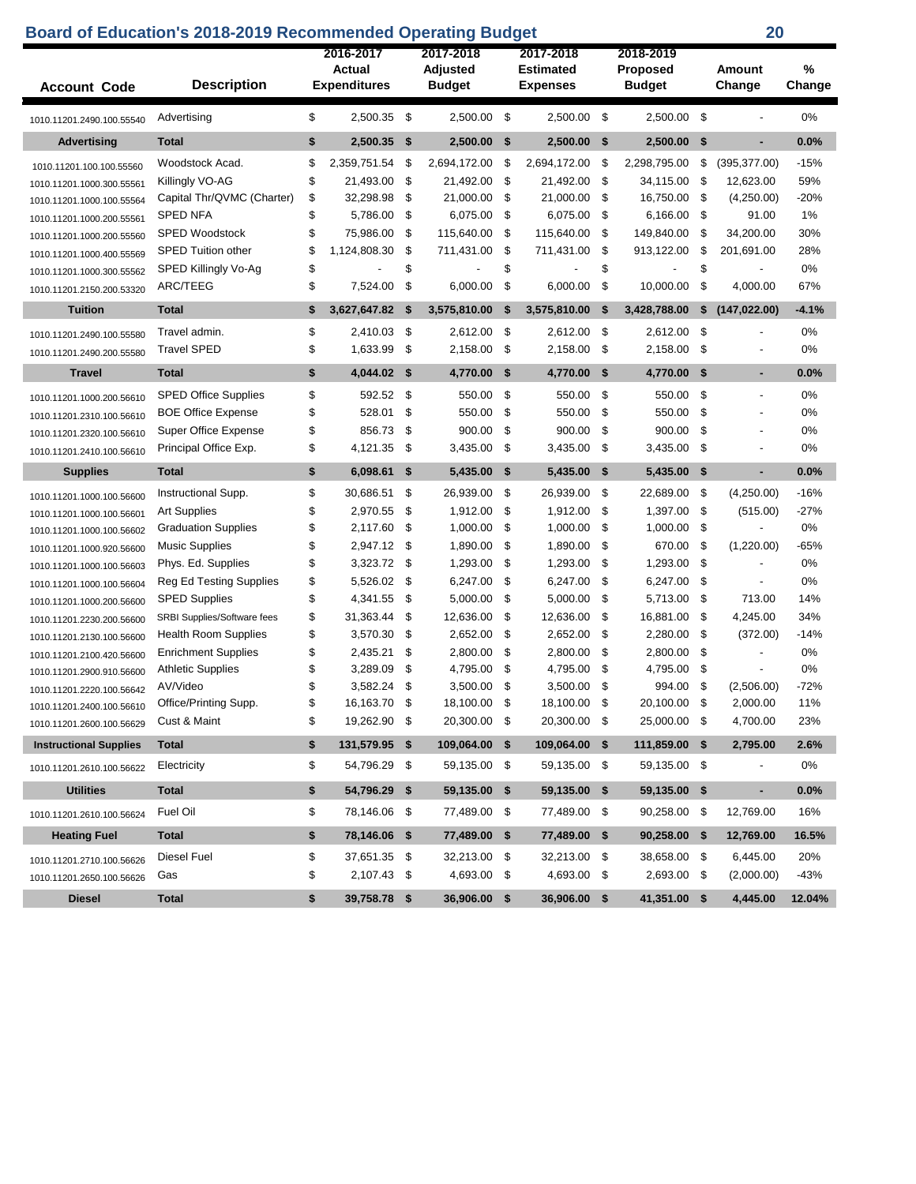# Board of Education's 2018-2019 Recommended Operating Budget

| Account Code | Description | 2016-2017 Actual Expenditures | 2017-2018 Adjusted Budget | 2017-2018 Estimated Expenses | 2018-2019 Proposed Budget | Amount Change | % Change |
|---|---|---|---|---|---|---|---|
| 1010.11201.2490.100.55540 | Advertising | $ 2,500.35 | $ 2,500.00 | $ 2,500.00 | $ 2,500.00 | $ - | 0% |
| **Advertising** | **Total** | **$ 2,500.35** | **$ 2,500.00** | **$ 2,500.00** | **$ 2,500.00** | **$ -** | **0.0%** |
| 1010.11201.100.100.55560 | Woodstock Acad. | $ 2,359,751.54 | $ 2,694,172.00 | $ 2,694,172.00 | $ 2,298,795.00 | $ (395,377.00) | -15% |
| 1010.11201.1000.300.55561 | Killingly VO-AG | $ 21,493.00 | $ 21,492.00 | $ 21,492.00 | $ 34,115.00 | $ 12,623.00 | 59% |
| 1010.11201.1000.100.55564 | Capital Thr/QVMC (Charter) | $ 32,298.98 | $ 21,000.00 | $ 21,000.00 | $ 16,750.00 | $ (4,250.00) | -20% |
| 1010.11201.1000.200.55561 | SPED NFA | $ 5,786.00 | $ 6,075.00 | $ 6,075.00 | $ 6,166.00 | $ 91.00 | 1% |
| 1010.11201.1000.200.55560 | SPED Woodstock | $ 75,986.00 | $ 115,640.00 | $ 115,640.00 | $ 149,840.00 | $ 34,200.00 | 30% |
| 1010.11201.1000.400.55569 | SPED Tuition other | $ 1,124,808.30 | $ 711,431.00 | $ 711,431.00 | $ 913,122.00 | $ 201,691.00 | 28% |
| 1010.11201.1000.300.55562 | SPED Killingly Vo-Ag | $ - | $ - | $ - | $ - | $ - | 0% |
| 1010.11201.2150.200.53320 | ARC/TEEG | $ 7,524.00 | $ 6,000.00 | $ 6,000.00 | $ 10,000.00 | $ 4,000.00 | 67% |
| **Tuition** | **Total** | **$ 3,627,647.82** | **$ 3,575,810.00** | **$ 3,575,810.00** | **$ 3,428,788.00** | **$ (147,022.00)** | **-4.1%** |
| 1010.11201.2490.100.55580 | Travel admin. | $ 2,410.03 | $ 2,612.00 | $ 2,612.00 | $ 2,612.00 | $ - | 0% |
| 1010.11201.2490.200.55580 | Travel SPED | $ 1,633.99 | $ 2,158.00 | $ 2,158.00 | $ 2,158.00 | $ - | 0% |
| **Travel** | **Total** | **$ 4,044.02** | **$ 4,770.00** | **$ 4,770.00** | **$ 4,770.00** | **$ -** | **0.0%** |
| 1010.11201.1000.200.56610 | SPED Office Supplies | $ 592.52 | $ 550.00 | $ 550.00 | $ 550.00 | $ - | 0% |
| 1010.11201.2310.100.56610 | BOE Office Expense | $ 528.01 | $ 550.00 | $ 550.00 | $ 550.00 | $ - | 0% |
| 1010.11201.2320.100.56610 | Super Office Expense | $ 856.73 | $ 900.00 | $ 900.00 | $ 900.00 | $ - | 0% |
| 1010.11201.2410.100.56610 | Principal Office Exp. | $ 4,121.35 | $ 3,435.00 | $ 3,435.00 | $ 3,435.00 | $ - | 0% |
| **Supplies** | **Total** | **$ 6,098.61** | **$ 5,435.00** | **$ 5,435.00** | **$ 5,435.00** | **$ -** | **0.0%** |
| 1010.11201.1000.100.56600 | Instructional Supp. | $ 30,686.51 | $ 26,939.00 | $ 26,939.00 | $ 22,689.00 | $ (4,250.00) | -16% |
| 1010.11201.1000.100.56601 | Art Supplies | $ 2,970.55 | $ 1,912.00 | $ 1,912.00 | $ 1,397.00 | $ (515.00) | -27% |
| 1010.11201.1000.100.56602 | Graduation Supplies | $ 2,117.60 | $ 1,000.00 | $ 1,000.00 | $ 1,000.00 | $ - | 0% |
| 1010.11201.1000.920.56600 | Music Supplies | $ 2,947.12 | $ 1,890.00 | $ 1,890.00 | $ 670.00 | $ (1,220.00) | -65% |
| 1010.11201.1000.100.56603 | Phys. Ed. Supplies | $ 3,323.72 | $ 1,293.00 | $ 1,293.00 | $ 1,293.00 | $ - | 0% |
| 1010.11201.1000.100.56604 | Reg Ed Testing Supplies | $ 5,526.02 | $ 6,247.00 | $ 6,247.00 | $ 6,247.00 | $ - | 0% |
| 1010.11201.1000.200.56600 | SPED Supplies | $ 4,341.55 | $ 5,000.00 | $ 5,000.00 | $ 5,713.00 | $ 713.00 | 14% |
| 1010.11201.2230.200.56600 | SRBI Supplies/Software fees | $ 31,363.44 | $ 12,636.00 | $ 12,636.00 | $ 16,881.00 | $ 4,245.00 | 34% |
| 1010.11201.2130.100.56600 | Health Room Supplies | $ 3,570.30 | $ 2,652.00 | $ 2,652.00 | $ 2,280.00 | $ (372.00) | -14% |
| 1010.11201.2100.420.56600 | Enrichment Supplies | $ 2,435.21 | $ 2,800.00 | $ 2,800.00 | $ 2,800.00 | $ - | 0% |
| 1010.11201.2900.910.56600 | Athletic Supplies | $ 3,289.09 | $ 4,795.00 | $ 4,795.00 | $ 4,795.00 | $ - | 0% |
| 1010.11201.2220.100.56642 | AV/Video | $ 3,582.24 | $ 3,500.00 | $ 3,500.00 | $ 994.00 | $ (2,506.00) | -72% |
| 1010.11201.2400.100.56610 | Office/Printing Supp. | $ 16,163.70 | $ 18,100.00 | $ 18,100.00 | $ 20,100.00 | $ 2,000.00 | 11% |
| 1010.11201.2600.100.56629 | Cust & Maint | $ 19,262.90 | $ 20,300.00 | $ 20,300.00 | $ 25,000.00 | $ 4,700.00 | 23% |
| **Instructional Supplies** | **Total** | **$ 131,579.95** | **$ 109,064.00** | **$ 109,064.00** | **$ 111,859.00** | **$ 2,795.00** | **2.6%** |
| 1010.11201.2610.100.56622 | Electricity | $ 54,796.29 | $ 59,135.00 | $ 59,135.00 | $ 59,135.00 | $ - | 0% |
| **Utilities** | **Total** | **$ 54,796.29** | **$ 59,135.00** | **$ 59,135.00** | **$ 59,135.00** | **$ -** | **0.0%** |
| 1010.11201.2610.100.56624 | Fuel Oil | $ 78,146.06 | $ 77,489.00 | $ 77,489.00 | $ 90,258.00 | $ 12,769.00 | 16% |
| **Heating Fuel** | **Total** | **$ 78,146.06** | **$ 77,489.00** | **$ 77,489.00** | **$ 90,258.00** | **$ 12,769.00** | **16.5%** |
| 1010.11201.2710.100.56626 | Diesel Fuel | $ 37,651.35 | $ 32,213.00 | $ 32,213.00 | $ 38,658.00 | $ 6,445.00 | 20% |
| 1010.11201.2650.100.56626 | Gas | $ 2,107.43 | $ 4,693.00 | $ 4,693.00 | $ 2,693.00 | $ (2,000.00) | -43% |
| **Diesel** | **Total** | **$ 39,758.78** | **$ 36,906.00** | **$ 36,906.00** | **$ 41,351.00** | **$ 4,445.00** | **12.04%** |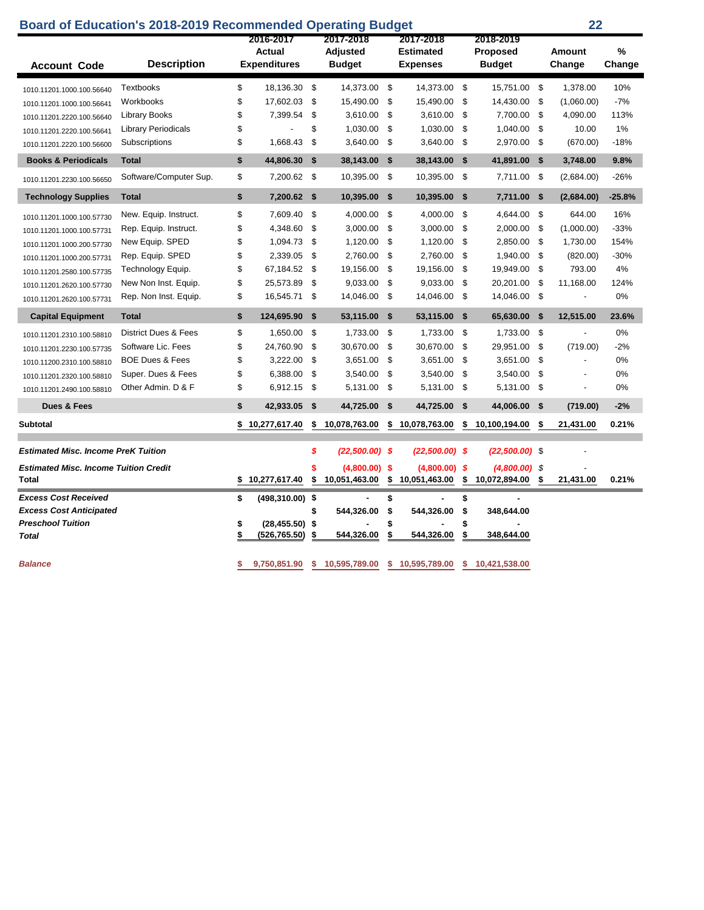## Board of Education's 2018-2019 Recommended Operating Budget

| Account Code | Description | 2016-2017 Actual Expenditures | 2017-2018 Adjusted Budget | 2017-2018 Estimated Expenses | 2018-2019 Proposed Budget | Amount Change | % Change |
|---|---|---|---|---|---|---|---|
| 1010.11201.1000.100.56640 | Textbooks | $ 18,136.30 | $ 14,373.00 | $ 14,373.00 | $ 15,751.00 | $ 1,378.00 | 10% |
| 1010.11201.1000.100.56641 | Workbooks | $ 17,602.03 | $ 15,490.00 | $ 15,490.00 | $ 14,430.00 | $ (1,060.00) | -7% |
| 1010.11201.2220.100.56640 | Library Books | $ 7,399.54 | $ 3,610.00 | $ 3,610.00 | $ 7,700.00 | $ 4,090.00 | 113% |
| 1010.11201.2220.100.56641 | Library Periodicals | $ - | $ 1,030.00 | $ 1,030.00 | $ 1,040.00 | $ 10.00 | 1% |
| 1010.11201.2220.100.56600 | Subscriptions | $ 1,668.43 | $ 3,640.00 | $ 3,640.00 | $ 2,970.00 | $ (670.00) | -18% |
| **Books & Periodicals** | **Total** | **$ 44,806.30** | **$ 38,143.00** | **$ 38,143.00** | **$ 41,891.00** | **$ 3,748.00** | **9.8%** |
| 1010.11201.2230.100.56650 | Software/Computer Sup. | $ 7,200.62 | $ 10,395.00 | $ 10,395.00 | $ 7,711.00 | $ (2,684.00) | -26% |
| **Technology Supplies** | **Total** | **$ 7,200.62** | **$ 10,395.00** | **$ 10,395.00** | **$ 7,711.00** | **$ (2,684.00)** | **-25.8%** |
| 1010.11201.1000.100.57730 | New. Equip. Instruct. | $ 7,609.40 | $ 4,000.00 | $ 4,000.00 | $ 4,644.00 | $ 644.00 | 16% |
| 1010.11201.1000.100.57731 | Rep. Equip. Instruct. | $ 4,348.60 | $ 3,000.00 | $ 3,000.00 | $ 2,000.00 | $ (1,000.00) | -33% |
| 1010.11201.1000.200.57730 | New Equip. SPED | $ 1,094.73 | $ 1,120.00 | $ 1,120.00 | $ 2,850.00 | $ 1,730.00 | 154% |
| 1010.11201.1000.200.57731 | Rep. Equip. SPED | $ 2,339.05 | $ 2,760.00 | $ 2,760.00 | $ 1,940.00 | $ (820.00) | -30% |
| 1010.11201.2580.100.57735 | Technology Equip. | $ 67,184.52 | $ 19,156.00 | $ 19,156.00 | $ 19,949.00 | $ 793.00 | 4% |
| 1010.11201.2620.100.57730 | New Non Inst. Equip. | $ 25,573.89 | $ 9,033.00 | $ 9,033.00 | $ 20,201.00 | $ 11,168.00 | 124% |
| 1010.11201.2620.100.57731 | Rep. Non Inst. Equip. | $ 16,545.71 | $ 14,046.00 | $ 14,046.00 | $ 14,046.00 | $ - | 0% |
| **Capital Equipment** | **Total** | **$ 124,695.90** | **$ 53,115.00** | **$ 53,115.00** | **$ 65,630.00** | **$ 12,515.00** | **23.6%** |
| 1010.11201.2310.100.58810 | District Dues & Fees | $ 1,650.00 | $ 1,733.00 | $ 1,733.00 | $ 1,733.00 | $ - | 0% |
| 1010.11201.2230.100.57735 | Software Lic. Fees | $ 24,760.90 | $ 30,670.00 | $ 30,670.00 | $ 29,951.00 | $ (719.00) | -2% |
| 1010.11200.2310.100.58810 | BOE Dues & Fees | $ 3,222.00 | $ 3,651.00 | $ 3,651.00 | $ 3,651.00 | $ - | 0% |
| 1010.11201.2320.100.58810 | Super. Dues & Fees | $ 6,388.00 | $ 3,540.00 | $ 3,540.00 | $ 3,540.00 | $ - | 0% |
| 1010.11201.2490.100.58810 | Other Admin. D & F | $ 6,912.15 | $ 5,131.00 | $ 5,131.00 | $ 5,131.00 | $ - | 0% |
| **Dues & Fees** | | **$ 42,933.05** | **$ 44,725.00** | **$ 44,725.00** | **$ 44,006.00** | **$ (719.00)** | **-2%** |
| **Subtotal** | | **$ 10,277,617.40** | **$ 10,078,763.00** | **$ 10,078,763.00** | **$ 10,100,194.00** | **$ 21,431.00** | **0.21%** |
| ***Estimated Misc. Income PreK Tuition*** | | | ***$ (22,500.00)*** | ***$ (22,500.00)*** | ***$ (22,500.00)*** | $ - | |
| ***Estimated Misc. Income Tuition Credit*** | | | ***$ (4,800.00)*** | ***$ (4,800.00)*** | ***$ (4,800.00)*** | $ - | |
| **Total** | | **$ 10,277,617.40** | **$ 10,051,463.00** | **$ 10,051,463.00** | **$ 10,072,894.00** | **$ 21,431.00** | **0.21%** |
| ***Excess Cost Received*** | | **$ (498,310.00)** | **$ -** | **$ -** | **$ -** | | |
| ***Excess Cost Anticipated*** | | | **$ 544,326.00** | **$ 544,326.00** | **$ 348,644.00** | | |
| ***Preschool Tuition*** | | **$ (28,455.50)** | **$ -** | **$ -** | **$ -** | | |
| ***Total*** | | **$ (526,765.50)** | **$ 544,326.00** | **$ 544,326.00** | **$ 348,644.00** | | |
| ***Balance*** | | **$ 9,750,851.90** | **$ 10,595,789.00** | **$ 10,595,789.00** | **$ 10,421,538.00** | | |